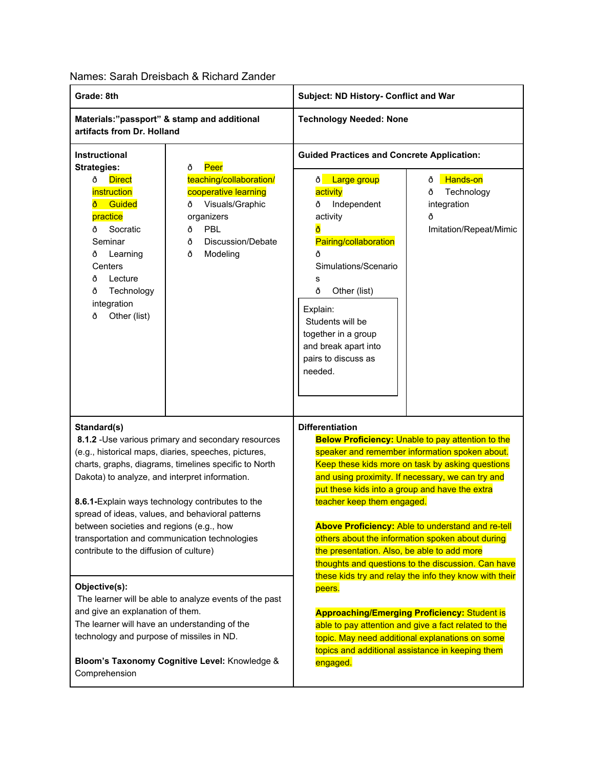Names: Sarah Dreisbach & Richard Zander

| **Grade: 8th** | **Subject: ND History- Conflict and War** |
|---|---|
| **Materials:"passport" & stamp and additional artifacts from Dr. Holland** | **Technology Needed: None** |

**Instructional Strategies:**

- ð Direct instruction
- ð Guided practice
- ð Socratic Seminar
- ð Learning Centers
- ð Lecture
- ð Technology integration
- ð Other (list)
- ð Peer teaching/collaboration/ cooperative learning
- ð Visuals/Graphic organizers
- ð PBL
- ð Discussion/Debate
- ð Modeling

**Guided Practices and Concrete Application:**

- ð Large group activity
- ð Independent activity
- ð Pairing/collaboration
- ð Simulations/Scenarios
- ð Other (list)
- ð Hands-on
- ð Technology integration
- ð Imitation/Repeat/Mimic

Explain:
Students will be together in a group and break apart into pairs to discuss as needed.

**Standard(s)**

**8.1.2** -Use various primary and secondary resources (e.g., historical maps, diaries, speeches, pictures, charts, graphs, diagrams, timelines specific to North Dakota) to analyze, and interpret information.

**8.6.1-**Explain ways technology contributes to the spread of ideas, values, and behavioral patterns between societies and regions (e.g., how transportation and communication technologies contribute to the diffusion of culture)

**Objective(s):**

The learner will be able to analyze events of the past and give an explanation of them.
The learner will have an understanding of the technology and purpose of missiles in ND.

**Bloom's Taxonomy Cognitive Level:** Knowledge & Comprehension

**Differentiation**

**Below Proficiency:** Unable to pay attention to the speaker and remember information spoken about. Keep these kids more on task by asking questions and using proximity. If necessary, we can try and put these kids into a group and have the extra teacher keep them engaged.

**Above Proficiency:** Able to understand and re-tell others about the information spoken about during the presentation. Also, be able to add more thoughts and questions to the discussion. Can have these kids try and relay the info they know with their peers.

**Approaching/Emerging Proficiency:** Student is able to pay attention and give a fact related to the topic. May need additional explanations on some topics and additional assistance in keeping them engaged.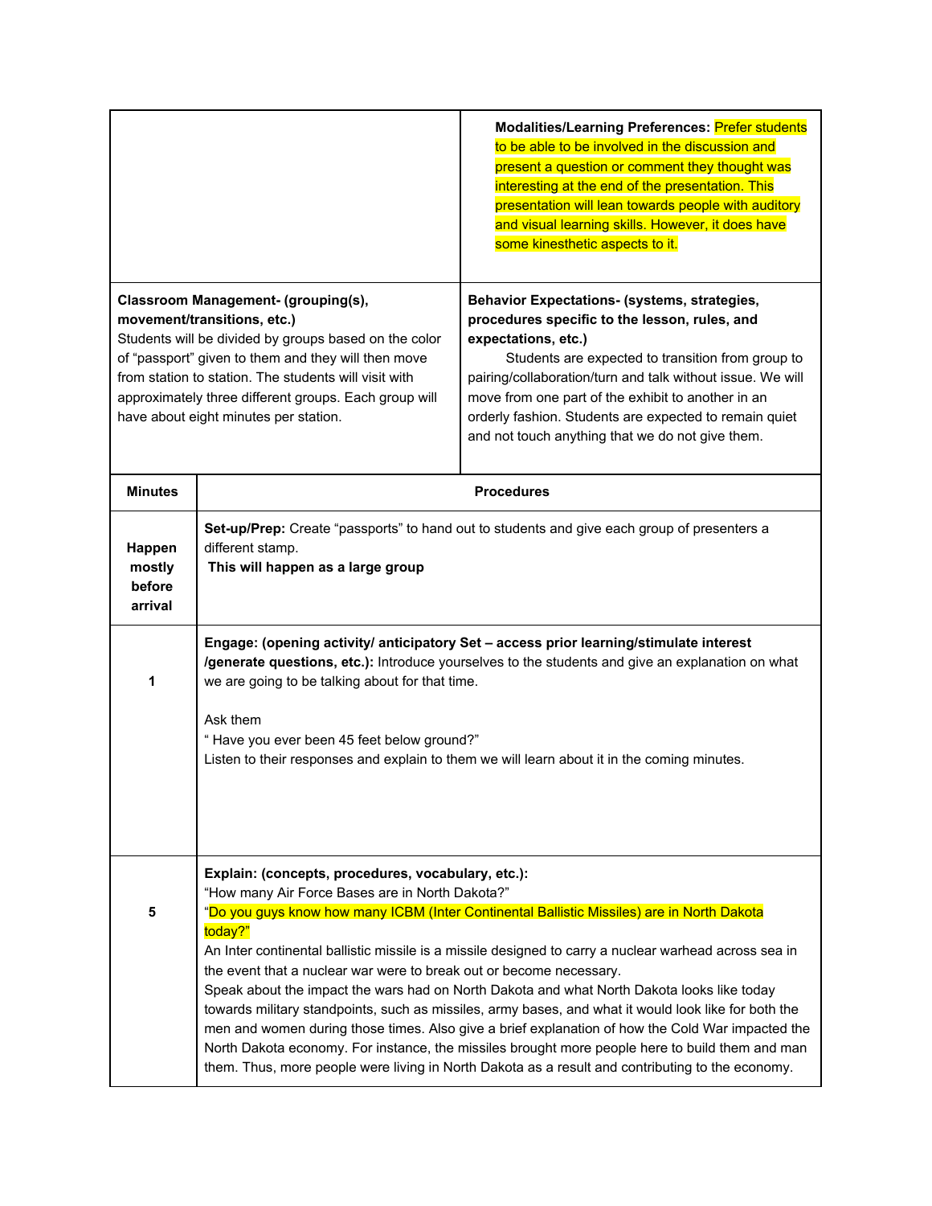| | Modalities/Learning Preferences: Prefer students to be able to be involved in the discussion and present a question or comment they thought was interesting at the end of the presentation. This presentation will lean towards people with auditory and visual learning skills. However, it does have some kinesthetic aspects to it. |
|---|---|
| **Classroom Management- (grouping(s), movement/transitions, etc.)**<br>Students will be divided by groups based on the color of "passport" given to them and they will then move from station to station. The students will visit with approximately three different groups. Each group will have about eight minutes per station. | **Behavior Expectations- (systems, strategies, procedures specific to the lesson, rules, and expectations, etc.)**<br>Students are expected to transition from group to pairing/collaboration/turn and talk without issue. We will move from one part of the exhibit to another in an orderly fashion. Students are expected to remain quiet and not touch anything that we do not give them. |

| Minutes | Procedures |
|---|---|
| **Happen mostly before arrival** | **Set-up/Prep:** Create "passports" to hand out to students and give each group of presenters a different stamp.<br>**This will happen as a large group** |
| **1** | **Engage: (opening activity/ anticipatory Set – access prior learning/stimulate interest /generate questions, etc.):** Introduce yourselves to the students and give an explanation on what we are going to be talking about for that time.<br><br>Ask them<br>" Have you ever been 45 feet below ground?"<br>Listen to their responses and explain to them we will learn about it in the coming minutes. |
| **5** | **Explain: (concepts, procedures, vocabulary, etc.):**<br>"How many Air Force Bases are in North Dakota?"<br>"Do you guys know how many ICBM (Inter Continental Ballistic Missiles) are in North Dakota today?"<br>An Inter continental ballistic missile is a missile designed to carry a nuclear warhead across sea in the event that a nuclear war were to break out or become necessary.<br>Speak about the impact the wars had on North Dakota and what North Dakota looks like today towards military standpoints, such as missiles, army bases, and what it would look like for both the men and women during those times. Also give a brief explanation of how the Cold War impacted the North Dakota economy. For instance, the missiles brought more people here to build them and man them. Thus, more people were living in North Dakota as a result and contributing to the economy. |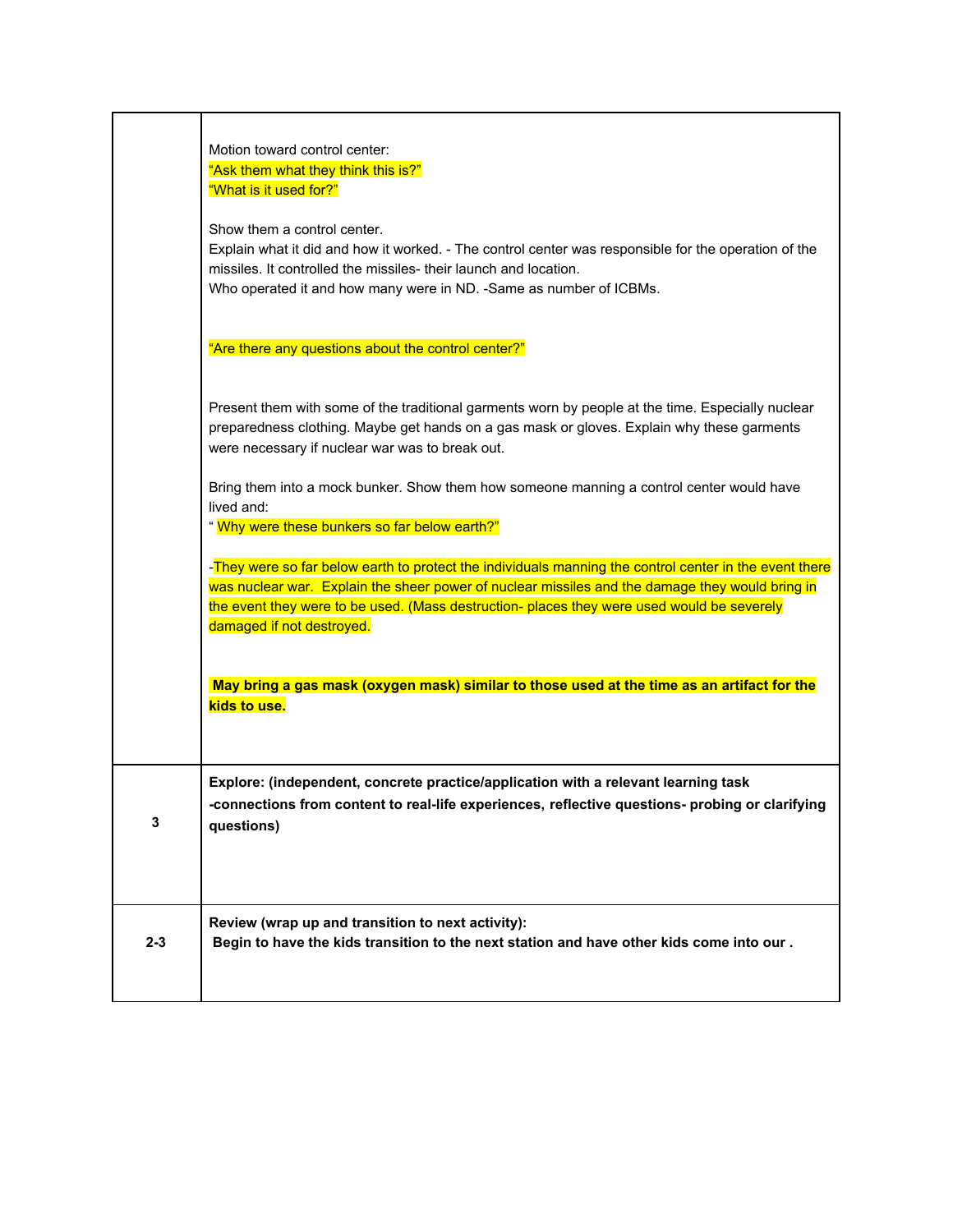| | |
|---|---|
| | Motion toward control center:<br>"Ask them what they think this is?"<br>"What is it used for?"<br><br>Show them a control center.<br>Explain what it did and how it worked. - The control center was responsible for the operation of the missiles. It controlled the missiles- their launch and location.<br>Who operated it and how many were in ND. -Same as number of ICBMs.<br><br>"Are there any questions about the control center?"<br><br>Present them with some of the traditional garments worn by people at the time. Especially nuclear preparedness clothing. Maybe get hands on a gas mask or gloves. Explain why these garments were necessary if nuclear war was to break out.<br><br>Bring them into a mock bunker. Show them how someone manning a control center would have lived and:<br>" Why were these bunkers so far below earth?"<br><br>-They were so far below earth to protect the individuals manning the control center in the event there was nuclear war. Explain the sheer power of nuclear missiles and the damage they would bring in the event they were to be used. (Mass destruction- places they were used would be severely damaged if not destroyed.<br><br>**May bring a gas mask (oxygen mask) similar to those used at the time as an artifact for the kids to use.** |
| **3** | **Explore: (independent, concrete practice/application with a relevant learning task -connections from content to real-life experiences, reflective questions- probing or clarifying questions)** |
| **2-3** | **Review (wrap up and transition to next activity):**<br>**Begin to have the kids transition to the next station and have other kids come into our .** |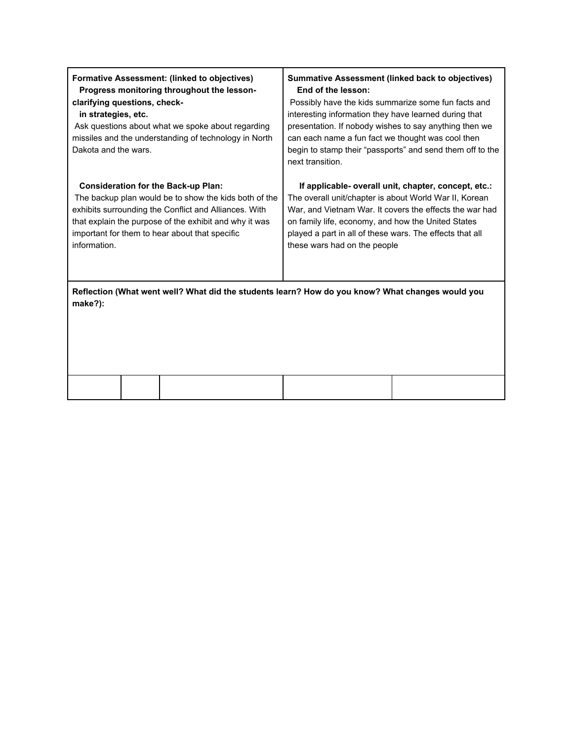| | |
|---|---|
| **Formative Assessment: (linked to objectives)**<br>**Progress monitoring throughout the lesson- clarifying questions, check-in strategies, etc.**<br>Ask questions about what we spoke about regarding missiles and the understanding of technology in North Dakota and the wars.<br><br>**Consideration for the Back-up Plan:**<br>The backup plan would be to show the kids both of the exhibits surrounding the Conflict and Alliances. With that explain the purpose of the exhibit and why it was important for them to hear about that specific information. | **Summative Assessment (linked back to objectives)**<br>**End of the lesson:**<br>Possibly have the kids summarize some fun facts and interesting information they have learned during that presentation. If nobody wishes to say anything then we can each name a fun fact we thought was cool then begin to stamp their "passports" and send them off to the next transition.<br><br>**If applicable- overall unit, chapter, concept, etc.:**<br>The overall unit/chapter is about World War II, Korean War, and Vietnam War. It covers the effects the war had on family life, economy, and how the United States played a part in all of these wars. The effects that all these wars had on the people |
| **Reflection (What went well? What did the students learn? How do you know? What changes would you make?):** | |